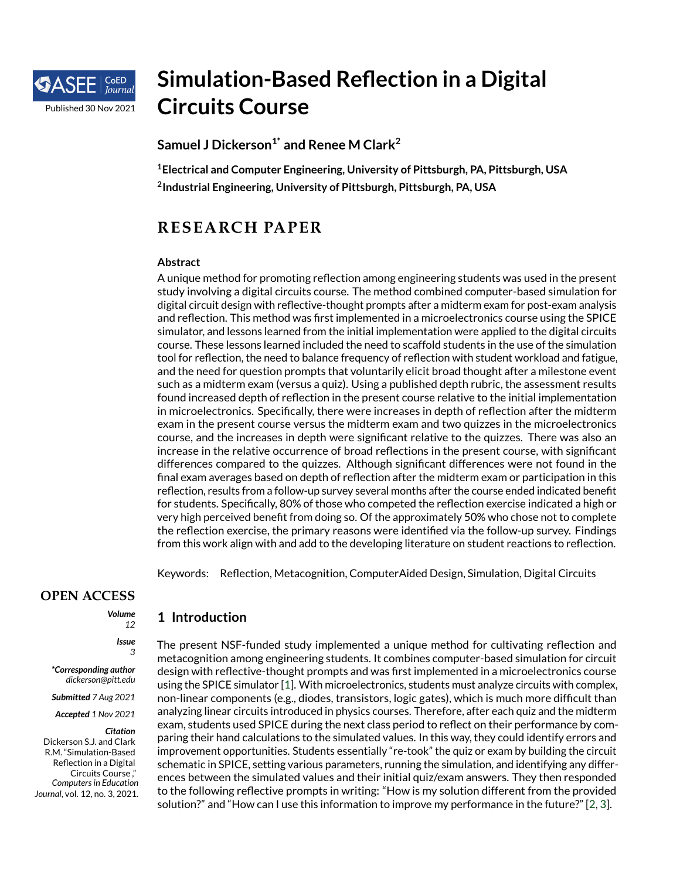# Simulation-Based Reflection in a Digital Circuits Course

**Samuel J Dickerson[1*] and Renee M Clark[2]**

**[1]Electrical and Computer Engineering, University of Pittsburgh, PA, Pittsburgh, USA**
**[2]Industrial Engineering, University of Pittsburgh, Pittsburgh, PA, USA**

Published 30 Nov 2021

## RESEARCH PAPER

### Abstract

A unique method for promoting reflection among engineering students was used in the present study involving a digital circuits course. The method combined computer-based simulation for digital circuit design with reflective-thought prompts after a midterm exam for post-exam analysis and reflection. This method was first implemented in a microelectronics course using the SPICE simulator, and lessons learned from the initial implementation were applied to the digital circuits course. These lessons learned included the need to scaffold students in the use of the simulation tool for reflection, the need to balance frequency of reflection with student workload and fatigue, and the need for question prompts that voluntarily elicit broad thought after a milestone event such as a midterm exam (versus a quiz). Using a published depth rubric, the assessment results found increased depth of reflection in the present course relative to the initial implementation in microelectronics. Specifically, there were increases in depth of reflection after the midterm exam in the present course versus the midterm exam and two quizzes in the microelectronics course, and the increases in depth were significant relative to the quizzes. There was also an increase in the relative occurrence of broad reflections in the present course, with significant differences compared to the quizzes. Although significant differences were not found in the final exam averages based on depth of reflection after the midterm exam or participation in this reflection, results from a follow-up survey several months after the course ended indicated benefit for students. Specifically, 80% of those who competed the reflection exercise indicated a high or very high perceived benefit from doing so. Of the approximately 50% who chose not to complete the reflection exercise, the primary reasons were identified via the follow-up survey. Findings from this work align with and add to the developing literature on student reactions to reflection.

Keywords: Reflection, Metacognition, ComputerAided Design, Simulation, Digital Circuits

**OPEN ACCESS**

***Volume*** 12

***Issue*** 3

***\*Corresponding author*** *dickerson@pitt.edu*

***Submitted*** *7 Aug 2021*

***Accepted*** *1 Nov 2021*

***Citation***
Dickerson S.J. and Clark R.M. "Simulation-Based Reflection in a Digital Circuits Course," *Computers in Education Journal*, vol. 12, no. 3, 2021.

## 1 Introduction

The present NSF-funded study implemented a unique method for cultivating reflection and metacognition among engineering students. It combines computer-based simulation for circuit design with reflective-thought prompts and was first implemented in a microelectronics course using the SPICE simulator [1]. With microelectronics, students must analyze circuits with complex, non-linear components (e.g., diodes, transistors, logic gates), which is much more difficult than analyzing linear circuits introduced in physics courses. Therefore, after each quiz and the midterm exam, students used SPICE during the next class period to reflect on their performance by comparing their hand calculations to the simulated values. In this way, they could identify errors and improvement opportunities. Students essentially "re-took" the quiz or exam by building the circuit schematic in SPICE, setting various parameters, running the simulation, and identifying any differences between the simulated values and their initial quiz/exam answers. They then responded to the following reflective prompts in writing: "How is my solution different from the provided solution?" and "How can I use this information to improve my performance in the future?" [2, 3].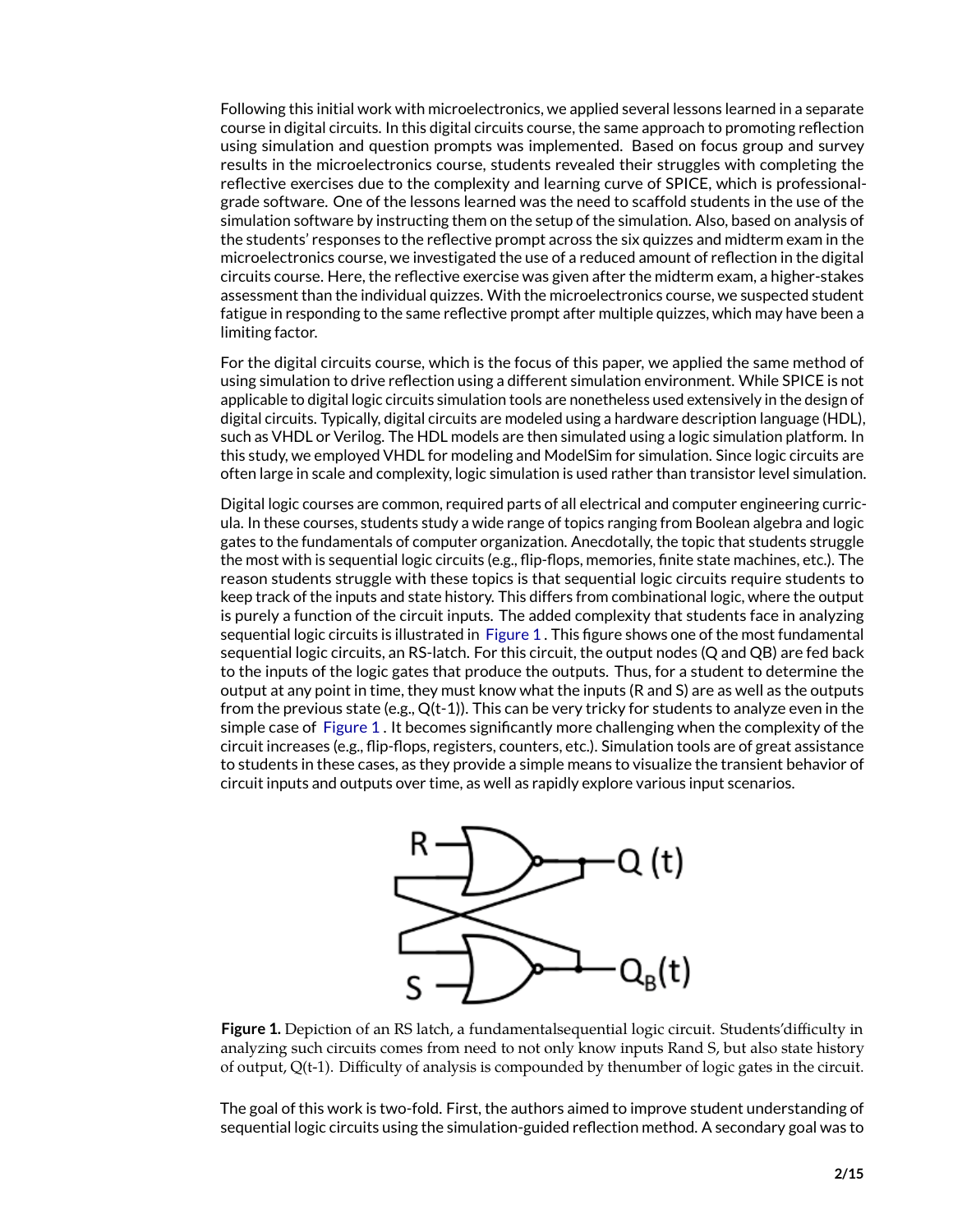Following this initial work with microelectronics, we applied several lessons learned in a separate course in digital circuits. In this digital circuits course, the same approach to promoting reflection using simulation and question prompts was implemented. Based on focus group and survey results in the microelectronics course, students revealed their struggles with completing the reflective exercises due to the complexity and learning curve of SPICE, which is professional-grade software. One of the lessons learned was the need to scaffold students in the use of the simulation software by instructing them on the setup of the simulation. Also, based on analysis of the students' responses to the reflective prompt across the six quizzes and midterm exam in the microelectronics course, we investigated the use of a reduced amount of reflection in the digital circuits course. Here, the reflective exercise was given after the midterm exam, a higher-stakes assessment than the individual quizzes. With the microelectronics course, we suspected student fatigue in responding to the same reflective prompt after multiple quizzes, which may have been a limiting factor.

For the digital circuits course, which is the focus of this paper, we applied the same method of using simulation to drive reflection using a different simulation environment. While SPICE is not applicable to digital logic circuits simulation tools are nonetheless used extensively in the design of digital circuits. Typically, digital circuits are modeled using a hardware description language (HDL), such as VHDL or Verilog. The HDL models are then simulated using a logic simulation platform. In this study, we employed VHDL for modeling and ModelSim for simulation. Since logic circuits are often large in scale and complexity, logic simulation is used rather than transistor level simulation.

Digital logic courses are common, required parts of all electrical and computer engineering curricula. In these courses, students study a wide range of topics ranging from Boolean algebra and logic gates to the fundamentals of computer organization. Anecdotally, the topic that students struggle the most with is sequential logic circuits (e.g., flip-flops, memories, finite state machines, etc.). The reason students struggle with these topics is that sequential logic circuits require students to keep track of the inputs and state history. This differs from combinational logic, where the output is purely a function of the circuit inputs. The added complexity that students face in analyzing sequential logic circuits is illustrated in Figure 1 . This figure shows one of the most fundamental sequential logic circuits, an RS-latch. For this circuit, the output nodes (Q and QB) are fed back to the inputs of the logic gates that produce the outputs. Thus, for a student to determine the output at any point in time, they must know what the inputs (R and S) are as well as the outputs from the previous state (e.g., Q(t-1)). This can be very tricky for students to analyze even in the simple case of Figure 1 . It becomes significantly more challenging when the complexity of the circuit increases (e.g., flip-flops, registers, counters, etc.). Simulation tools are of great assistance to students in these cases, as they provide a simple means to visualize the transient behavior of circuit inputs and outputs over time, as well as rapidly explore various input scenarios.

**Figure 1.** Depiction of an RS latch, a fundamentalsequential logic circuit. Students'difficulty in analyzing such circuits comes from need to not only know inputs Rand S, but also state history of output, Q(t-1). Difficulty of analysis is compounded by thenumber of logic gates in the circuit.

The goal of this work is two-fold. First, the authors aimed to improve student understanding of sequential logic circuits using the simulation-guided reflection method. A secondary goal was to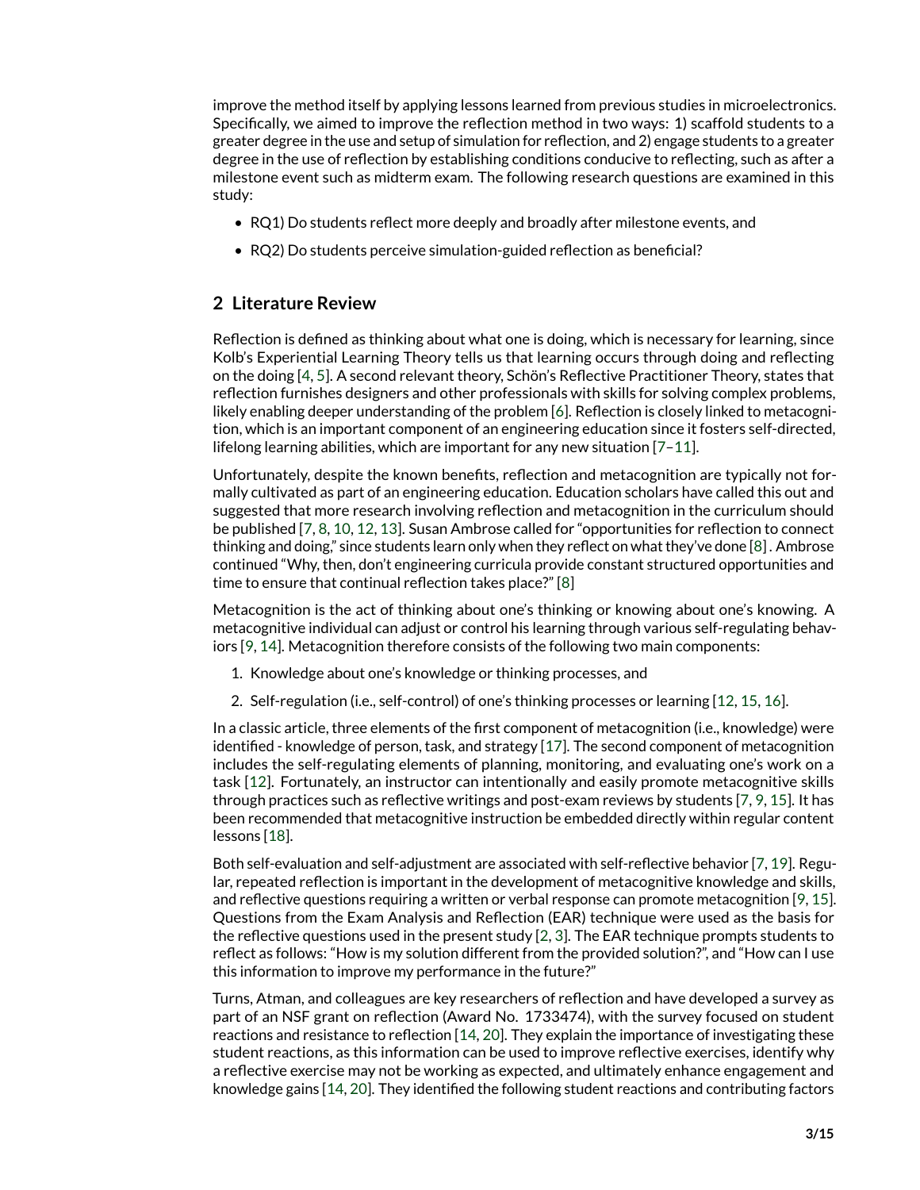improve the method itself by applying lessons learned from previous studies in microelectronics. Specifically, we aimed to improve the reflection method in two ways: 1) scaffold students to a greater degree in the use and setup of simulation for reflection, and 2) engage students to a greater degree in the use of reflection by establishing conditions conducive to reflecting, such as after a milestone event such as midterm exam. The following research questions are examined in this study:

- RQ1) Do students reflect more deeply and broadly after milestone events, and
- RQ2) Do students perceive simulation-guided reflection as beneficial?

## 2 Literature Review

Reflection is defined as thinking about what one is doing, which is necessary for learning, since Kolb's Experiential Learning Theory tells us that learning occurs through doing and reflecting on the doing [4, 5]. A second relevant theory, Schön's Reflective Practitioner Theory, states that reflection furnishes designers and other professionals with skills for solving complex problems, likely enabling deeper understanding of the problem [6]. Reflection is closely linked to metacognition, which is an important component of an engineering education since it fosters self-directed, lifelong learning abilities, which are important for any new situation [7–11].

Unfortunately, despite the known benefits, reflection and metacognition are typically not formally cultivated as part of an engineering education. Education scholars have called this out and suggested that more research involving reflection and metacognition in the curriculum should be published [7, 8, 10, 12, 13]. Susan Ambrose called for "opportunities for reflection to connect thinking and doing," since students learn only when they reflect on what they've done [8] . Ambrose continued "Why, then, don't engineering curricula provide constant structured opportunities and time to ensure that continual reflection takes place?" [8]

Metacognition is the act of thinking about one's thinking or knowing about one's knowing. A metacognitive individual can adjust or control his learning through various self-regulating behaviors [9, 14]. Metacognition therefore consists of the following two main components:

1. Knowledge about one's knowledge or thinking processes, and
2. Self-regulation (i.e., self-control) of one's thinking processes or learning [12, 15, 16].

In a classic article, three elements of the first component of metacognition (i.e., knowledge) were identified - knowledge of person, task, and strategy [17]. The second component of metacognition includes the self-regulating elements of planning, monitoring, and evaluating one's work on a task [12]. Fortunately, an instructor can intentionally and easily promote metacognitive skills through practices such as reflective writings and post-exam reviews by students [7, 9, 15]. It has been recommended that metacognitive instruction be embedded directly within regular content lessons [18].

Both self-evaluation and self-adjustment are associated with self-reflective behavior [7, 19]. Regular, repeated reflection is important in the development of metacognitive knowledge and skills, and reflective questions requiring a written or verbal response can promote metacognition [9, 15]. Questions from the Exam Analysis and Reflection (EAR) technique were used as the basis for the reflective questions used in the present study [2, 3]. The EAR technique prompts students to reflect as follows: "How is my solution different from the provided solution?", and "How can I use this information to improve my performance in the future?"

Turns, Atman, and colleagues are key researchers of reflection and have developed a survey as part of an NSF grant on reflection (Award No. 1733474), with the survey focused on student reactions and resistance to reflection [14, 20]. They explain the importance of investigating these student reactions, as this information can be used to improve reflective exercises, identify why a reflective exercise may not be working as expected, and ultimately enhance engagement and knowledge gains [14, 20]. They identified the following student reactions and contributing factors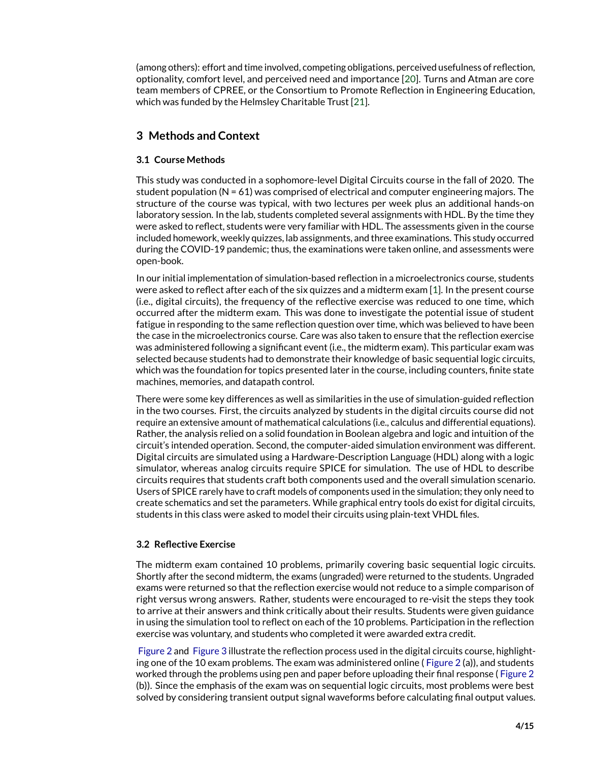(among others): effort and time involved, competing obligations, perceived usefulness of reflection, optionality, comfort level, and perceived need and importance [20]. Turns and Atman are core team members of CPREE, or the Consortium to Promote Reflection in Engineering Education, which was funded by the Helmsley Charitable Trust [21].

## 3 Methods and Context

### 3.1 Course Methods

This study was conducted in a sophomore-level Digital Circuits course in the fall of 2020. The student population (N = 61) was comprised of electrical and computer engineering majors. The structure of the course was typical, with two lectures per week plus an additional hands-on laboratory session. In the lab, students completed several assignments with HDL. By the time they were asked to reflect, students were very familiar with HDL. The assessments given in the course included homework, weekly quizzes, lab assignments, and three examinations. This study occurred during the COVID-19 pandemic; thus, the examinations were taken online, and assessments were open-book.

In our initial implementation of simulation-based reflection in a microelectronics course, students were asked to reflect after each of the six quizzes and a midterm exam [1]. In the present course (i.e., digital circuits), the frequency of the reflective exercise was reduced to one time, which occurred after the midterm exam. This was done to investigate the potential issue of student fatigue in responding to the same reflection question over time, which was believed to have been the case in the microelectronics course. Care was also taken to ensure that the reflection exercise was administered following a significant event (i.e., the midterm exam). This particular exam was selected because students had to demonstrate their knowledge of basic sequential logic circuits, which was the foundation for topics presented later in the course, including counters, finite state machines, memories, and datapath control.

There were some key differences as well as similarities in the use of simulation-guided reflection in the two courses. First, the circuits analyzed by students in the digital circuits course did not require an extensive amount of mathematical calculations (i.e., calculus and differential equations). Rather, the analysis relied on a solid foundation in Boolean algebra and logic and intuition of the circuit's intended operation. Second, the computer-aided simulation environment was different. Digital circuits are simulated using a Hardware-Description Language (HDL) along with a logic simulator, whereas analog circuits require SPICE for simulation. The use of HDL to describe circuits requires that students craft both components used and the overall simulation scenario. Users of SPICE rarely have to craft models of components used in the simulation; they only need to create schematics and set the parameters. While graphical entry tools do exist for digital circuits, students in this class were asked to model their circuits using plain-text VHDL files.

### 3.2 Reflective Exercise

The midterm exam contained 10 problems, primarily covering basic sequential logic circuits. Shortly after the second midterm, the exams (ungraded) were returned to the students. Ungraded exams were returned so that the reflection exercise would not reduce to a simple comparison of right versus wrong answers. Rather, students were encouraged to re-visit the steps they took to arrive at their answers and think critically about their results. Students were given guidance in using the simulation tool to reflect on each of the 10 problems. Participation in the reflection exercise was voluntary, and students who completed it were awarded extra credit.

Figure 2 and Figure 3 illustrate the reflection process used in the digital circuits course, highlighting one of the 10 exam problems. The exam was administered online ( Figure 2 (a)), and students worked through the problems using pen and paper before uploading their final response ( Figure 2 (b)). Since the emphasis of the exam was on sequential logic circuits, most problems were best solved by considering transient output signal waveforms before calculating final output values.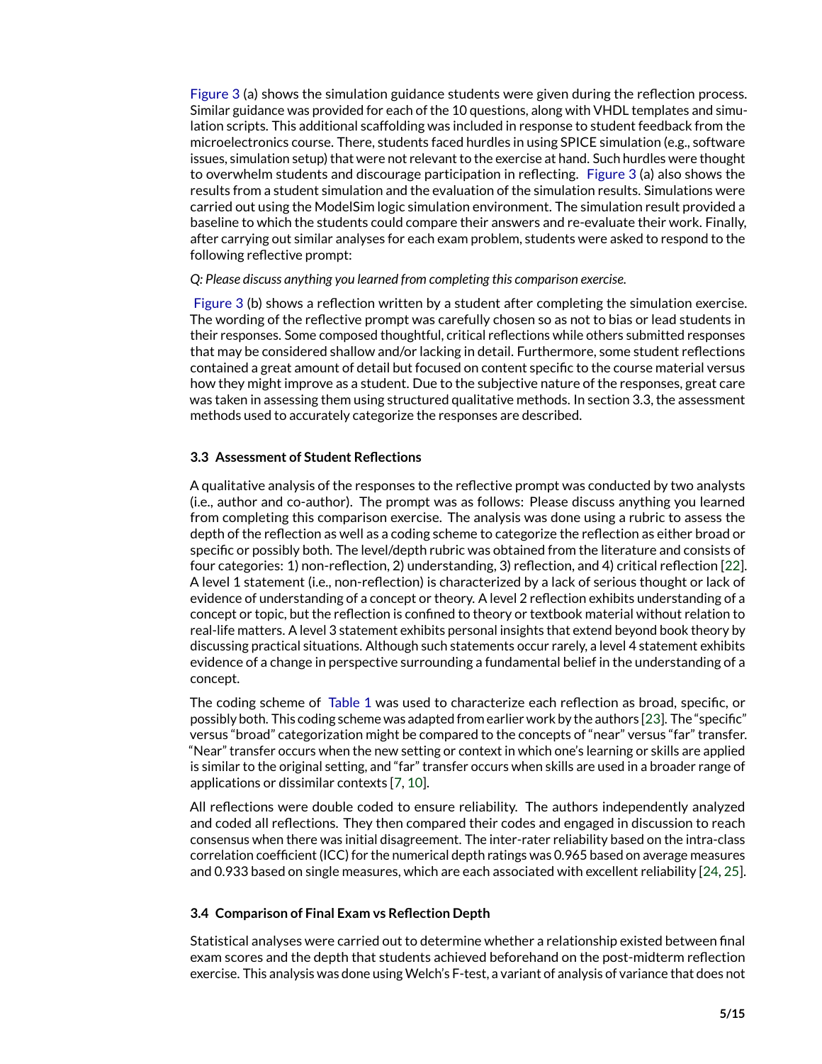Figure 3 (a) shows the simulation guidance students were given during the reflection process. Similar guidance was provided for each of the 10 questions, along with VHDL templates and simulation scripts. This additional scaffolding was included in response to student feedback from the microelectronics course. There, students faced hurdles in using SPICE simulation (e.g., software issues, simulation setup) that were not relevant to the exercise at hand. Such hurdles were thought to overwhelm students and discourage participation in reflecting. Figure 3 (a) also shows the results from a student simulation and the evaluation of the simulation results. Simulations were carried out using the ModelSim logic simulation environment. The simulation result provided a baseline to which the students could compare their answers and re-evaluate their work. Finally, after carrying out similar analyses for each exam problem, students were asked to respond to the following reflective prompt:

*Q: Please discuss anything you learned from completing this comparison exercise.*

Figure 3 (b) shows a reflection written by a student after completing the simulation exercise. The wording of the reflective prompt was carefully chosen so as not to bias or lead students in their responses. Some composed thoughtful, critical reflections while others submitted responses that may be considered shallow and/or lacking in detail. Furthermore, some student reflections contained a great amount of detail but focused on content specific to the course material versus how they might improve as a student. Due to the subjective nature of the responses, great care was taken in assessing them using structured qualitative methods. In section 3.3, the assessment methods used to accurately categorize the responses are described.

### 3.3 Assessment of Student Reflections

A qualitative analysis of the responses to the reflective prompt was conducted by two analysts (i.e., author and co-author). The prompt was as follows: Please discuss anything you learned from completing this comparison exercise. The analysis was done using a rubric to assess the depth of the reflection as well as a coding scheme to categorize the reflection as either broad or specific or possibly both. The level/depth rubric was obtained from the literature and consists of four categories: 1) non-reflection, 2) understanding, 3) reflection, and 4) critical reflection [22]. A level 1 statement (i.e., non-reflection) is characterized by a lack of serious thought or lack of evidence of understanding of a concept or theory. A level 2 reflection exhibits understanding of a concept or topic, but the reflection is confined to theory or textbook material without relation to real-life matters. A level 3 statement exhibits personal insights that extend beyond book theory by discussing practical situations. Although such statements occur rarely, a level 4 statement exhibits evidence of a change in perspective surrounding a fundamental belief in the understanding of a concept.

The coding scheme of Table 1 was used to characterize each reflection as broad, specific, or possibly both. This coding scheme was adapted from earlier work by the authors [23]. The "specific" versus "broad" categorization might be compared to the concepts of "near" versus "far" transfer. "Near" transfer occurs when the new setting or context in which one's learning or skills are applied is similar to the original setting, and "far" transfer occurs when skills are used in a broader range of applications or dissimilar contexts [7, 10].

All reflections were double coded to ensure reliability. The authors independently analyzed and coded all reflections. They then compared their codes and engaged in discussion to reach consensus when there was initial disagreement. The inter-rater reliability based on the intra-class correlation coefficient (ICC) for the numerical depth ratings was 0.965 based on average measures and 0.933 based on single measures, which are each associated with excellent reliability [24, 25].

### 3.4 Comparison of Final Exam vs Reflection Depth

Statistical analyses were carried out to determine whether a relationship existed between final exam scores and the depth that students achieved beforehand on the post-midterm reflection exercise. This analysis was done using Welch's F-test, a variant of analysis of variance that does not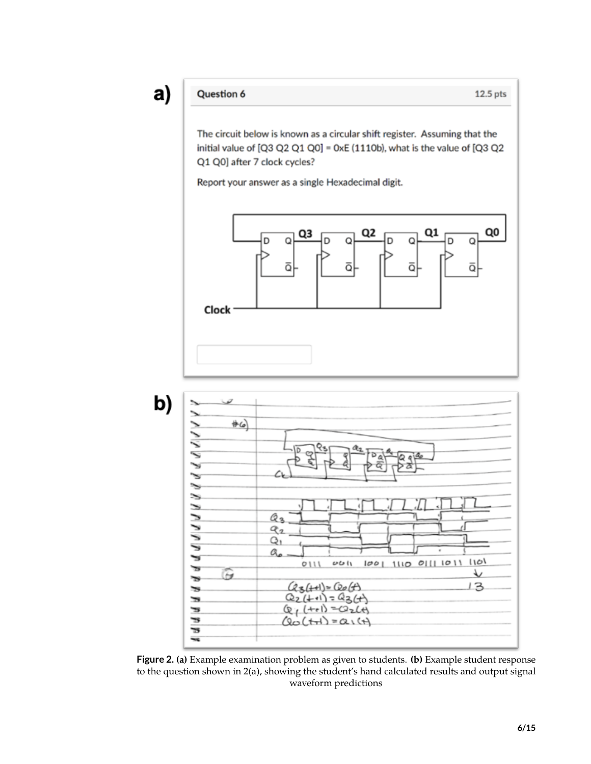**a)**

**Question 6** 12.5 pts

The circuit below is known as a circular shift register. Assuming that the initial value of [Q3 Q2 Q1 Q0] = 0xE (1110b), what is the value of [Q3 Q2 Q1 Q0] after 7 clock cycles?

Report your answer as a single Hexadecimal digit.

**b)**

#6)

0111 0011 1001 1110 0111 1011 1101

13

$Q_3(t+1) = Q_0(t)$
$Q_2(t+1) = Q_3(t)$
$Q_1(t+1) = Q_2(t)$
$Q_0(t+1) = Q_1(t)$

**Figure 2. (a)** Example examination problem as given to students. **(b)** Example student response to the question shown in 2(a), showing the student's hand calculated results and output signal waveform predictions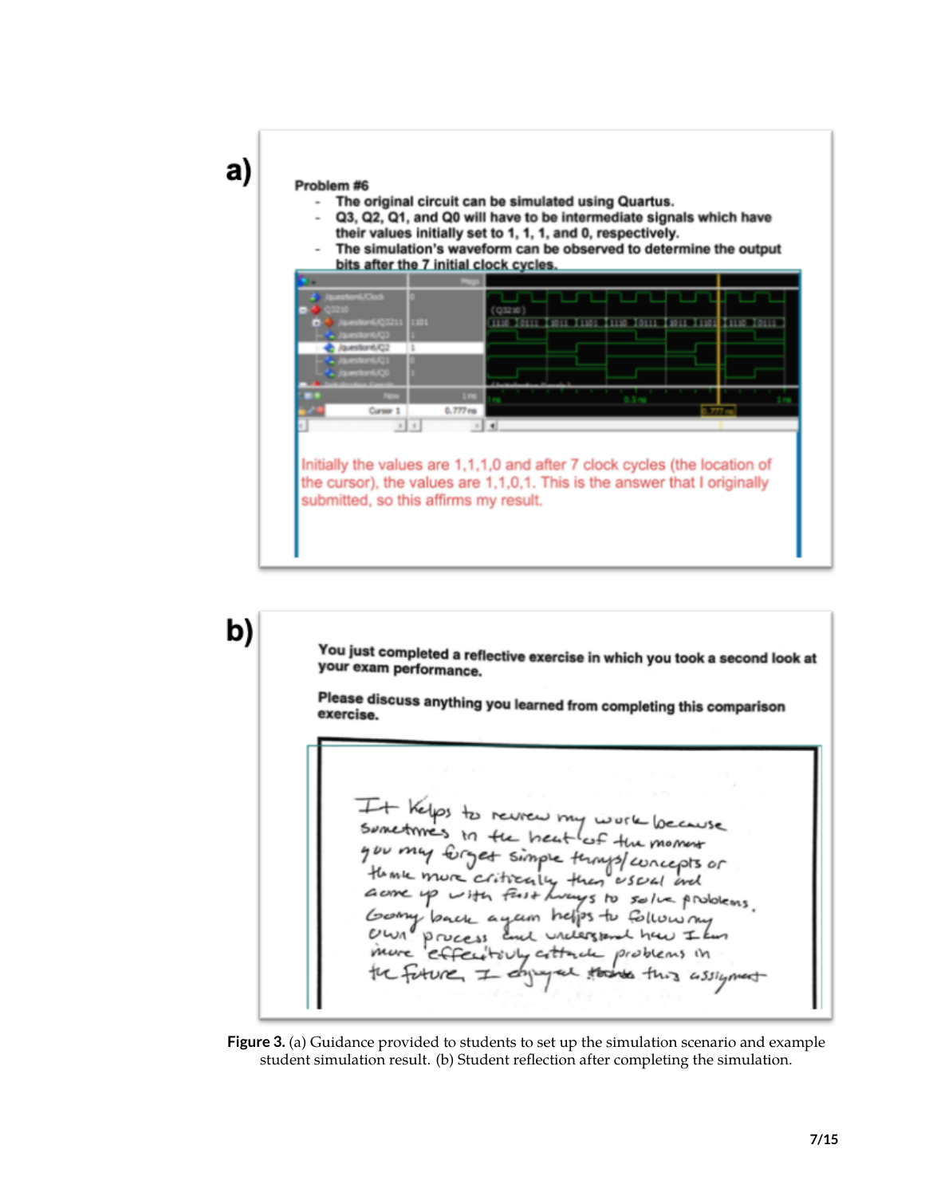a)

**Problem #6**

- The original circuit can be simulated using Quartus.
- Q3, Q2, Q1, and Q0 will have to be intermediate signals which have their values initially set to 1, 1, 1, and 0, respectively.
- The simulation's waveform can be observed to determine the output bits after the 7 initial clock cycles.

Initially the values are 1,1,1,0 and after 7 clock cycles (the location of the cursor), the values are 1,1,0,1. This is the answer that I originally submitted, so this affirms my result.

b)

**You just completed a reflective exercise in which you took a second look at your exam performance.**

**Please discuss anything you learned from completing this comparison exercise.**

It helps to review my work because sometimes in the heat of the moment you may forget simple things/concepts or think more critically than usual and come up with fast ways to solve problems. Going back again helps to follow my own process and understand how I can more effectively attack problems in the future. I enjoyed this assignment

**Figure 3.** (a) Guidance provided to students to set up the simulation scenario and example student simulation result. (b) Student reflection after completing the simulation.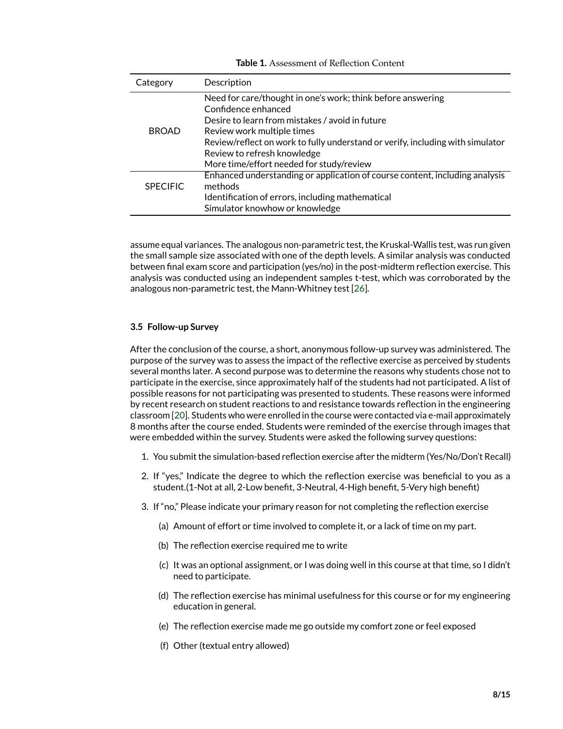**Table 1.** Assessment of Reflection Content

| Category | Description |
|---|---|
| BROAD | Need for care/thought in one's work; think before answering<br>Confidence enhanced<br>Desire to learn from mistakes / avoid in future<br>Review work multiple times<br>Review/reflect on work to fully understand or verify, including with simulator<br>Review to refresh knowledge<br>More time/effort needed for study/review |
| SPECIFIC | Enhanced understanding or application of course content, including analysis methods<br>Identification of errors, including mathematical<br>Simulator knowhow or knowledge |

assume equal variances. The analogous non-parametric test, the Kruskal-Wallis test, was run given the small sample size associated with one of the depth levels. A similar analysis was conducted between final exam score and participation (yes/no) in the post-midterm reflection exercise. This analysis was conducted using an independent samples t-test, which was corroborated by the analogous non-parametric test, the Mann-Whitney test [26].

### 3.5 Follow-up Survey

After the conclusion of the course, a short, anonymous follow-up survey was administered. The purpose of the survey was to assess the impact of the reflective exercise as perceived by students several months later. A second purpose was to determine the reasons why students chose not to participate in the exercise, since approximately half of the students had not participated. A list of possible reasons for not participating was presented to students. These reasons were informed by recent research on student reactions to and resistance towards reflection in the engineering classroom [20]. Students who were enrolled in the course were contacted via e-mail approximately 8 months after the course ended. Students were reminded of the exercise through images that were embedded within the survey. Students were asked the following survey questions:

1. You submit the simulation-based reflection exercise after the midterm (Yes/No/Don't Recall)
2. If "yes," Indicate the degree to which the reflection exercise was beneficial to you as a student.(1-Not at all, 2-Low benefit, 3-Neutral, 4-High benefit, 5-Very high benefit)
3. If "no," Please indicate your primary reason for not completing the reflection exercise
   (a) Amount of effort or time involved to complete it, or a lack of time on my part.
   (b) The reflection exercise required me to write
   (c) It was an optional assignment, or I was doing well in this course at that time, so I didn't need to participate.
   (d) The reflection exercise has minimal usefulness for this course or for my engineering education in general.
   (e) The reflection exercise made me go outside my comfort zone or feel exposed
   (f) Other (textual entry allowed)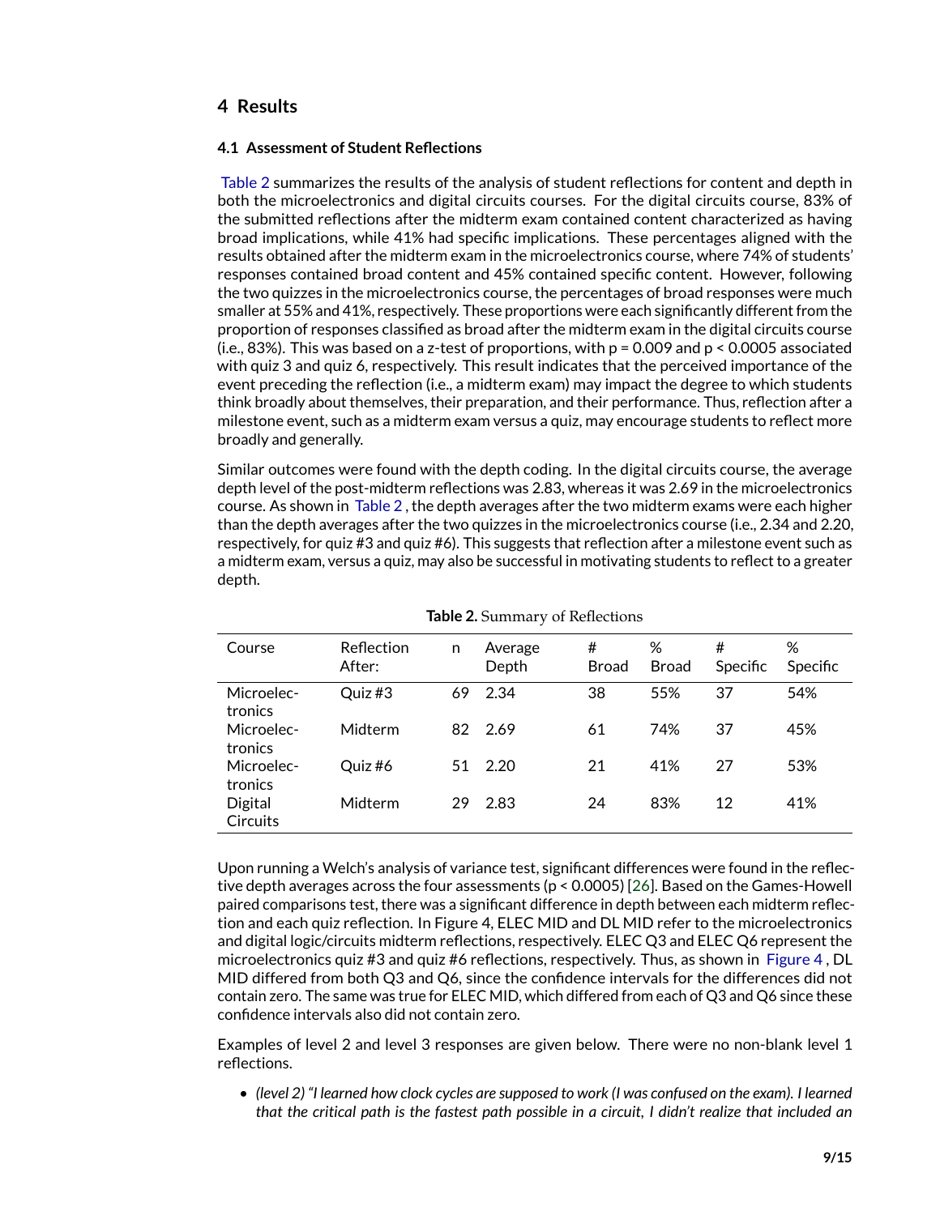## 4 Results

### 4.1 Assessment of Student Reflections

Table 2 summarizes the results of the analysis of student reflections for content and depth in both the microelectronics and digital circuits courses. For the digital circuits course, 83% of the submitted reflections after the midterm exam contained content characterized as having broad implications, while 41% had specific implications. These percentages aligned with the results obtained after the midterm exam in the microelectronics course, where 74% of students' responses contained broad content and 45% contained specific content. However, following the two quizzes in the microelectronics course, the percentages of broad responses were much smaller at 55% and 41%, respectively. These proportions were each significantly different from the proportion of responses classified as broad after the midterm exam in the digital circuits course (i.e., 83%). This was based on a z-test of proportions, with $p = 0.009$ and $p < 0.0005$ associated with quiz 3 and quiz 6, respectively. This result indicates that the perceived importance of the event preceding the reflection (i.e., a midterm exam) may impact the degree to which students think broadly about themselves, their preparation, and their performance. Thus, reflection after a milestone event, such as a midterm exam versus a quiz, may encourage students to reflect more broadly and generally.

Similar outcomes were found with the depth coding. In the digital circuits course, the average depth level of the post-midterm reflections was 2.83, whereas it was 2.69 in the microelectronics course. As shown in Table 2 , the depth averages after the two midterm exams were each higher than the depth averages after the two quizzes in the microelectronics course (i.e., 2.34 and 2.20, respectively, for quiz #3 and quiz #6). This suggests that reflection after a milestone event such as a midterm exam, versus a quiz, may also be successful in motivating students to reflect to a greater depth.

**Table 2.** Summary of Reflections

| Course | Reflection After: | n | Average Depth | # Broad | % Broad | # Specific | % Specific |
|---|---|---|---|---|---|---|---|
| Microelectronics | Quiz #3 | 69 | 2.34 | 38 | 55% | 37 | 54% |
| Microelectronics | Midterm | 82 | 2.69 | 61 | 74% | 37 | 45% |
| Microelectronics | Quiz #6 | 51 | 2.20 | 21 | 41% | 27 | 53% |
| Digital Circuits | Midterm | 29 | 2.83 | 24 | 83% | 12 | 41% |

Upon running a Welch's analysis of variance test, significant differences were found in the reflective depth averages across the four assessments ($p < 0.0005$) [26]. Based on the Games-Howell paired comparisons test, there was a significant difference in depth between each midterm reflection and each quiz reflection. In Figure 4, ELEC MID and DL MID refer to the microelectronics and digital logic/circuits midterm reflections, respectively. ELEC Q3 and ELEC Q6 represent the microelectronics quiz #3 and quiz #6 reflections, respectively. Thus, as shown in Figure 4 , DL MID differed from both Q3 and Q6, since the confidence intervals for the differences did not contain zero. The same was true for ELEC MID, which differed from each of Q3 and Q6 since these confidence intervals also did not contain zero.

Examples of level 2 and level 3 responses are given below. There were no non-blank level 1 reflections.

- *(level 2) "I learned how clock cycles are supposed to work (I was confused on the exam). I learned that the critical path is the fastest path possible in a circuit, I didn't realize that included an*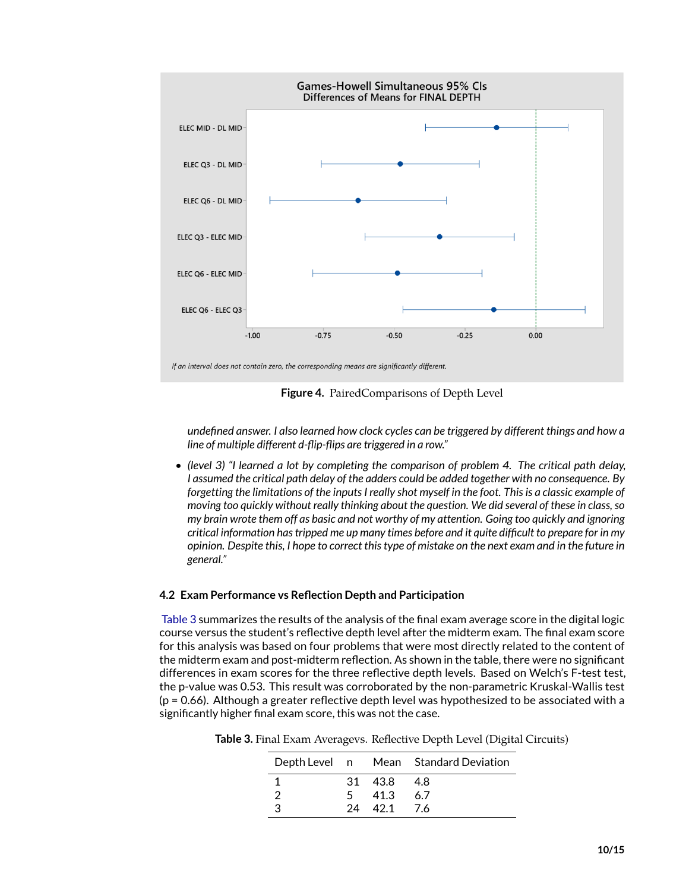**Figure 4.** PairedComparisons of Depth Level

*undefined answer. I also learned how clock cycles can be triggered by different things and how a line of multiple different d-flip-flips are triggered in a row."*

- *(level 3) "I learned a lot by completing the comparison of problem 4. The critical path delay, I assumed the critical path delay of the adders could be added together with no consequence. By forgetting the limitations of the inputs I really shot myself in the foot. This is a classic example of moving too quickly without really thinking about the question. We did several of these in class, so my brain wrote them off as basic and not worthy of my attention. Going too quickly and ignoring critical information has tripped me up many times before and it quite difficult to prepare for in my opinion. Despite this, I hope to correct this type of mistake on the next exam and in the future in general."*

### 4.2 Exam Performance vs Reflection Depth and Participation

Table 3 summarizes the results of the analysis of the final exam average score in the digital logic course versus the student's reflective depth level after the midterm exam. The final exam score for this analysis was based on four problems that were most directly related to the content of the midterm exam and post-midterm reflection. As shown in the table, there were no significant differences in exam scores for the three reflective depth levels. Based on Welch's F-test test, the p-value was 0.53. This result was corroborated by the non-parametric Kruskal-Wallis test (p = 0.66). Although a greater reflective depth level was hypothesized to be associated with a significantly higher final exam score, this was not the case.

**Table 3.** Final Exam Averagevs. Reflective Depth Level (Digital Circuits)

| Depth Level | n | Mean | Standard Deviation |
|---|---|---|---|
| 1 | 31 | 43.8 | 4.8 |
| 2 | 5 | 41.3 | 6.7 |
| 3 | 24 | 42.1 | 7.6 |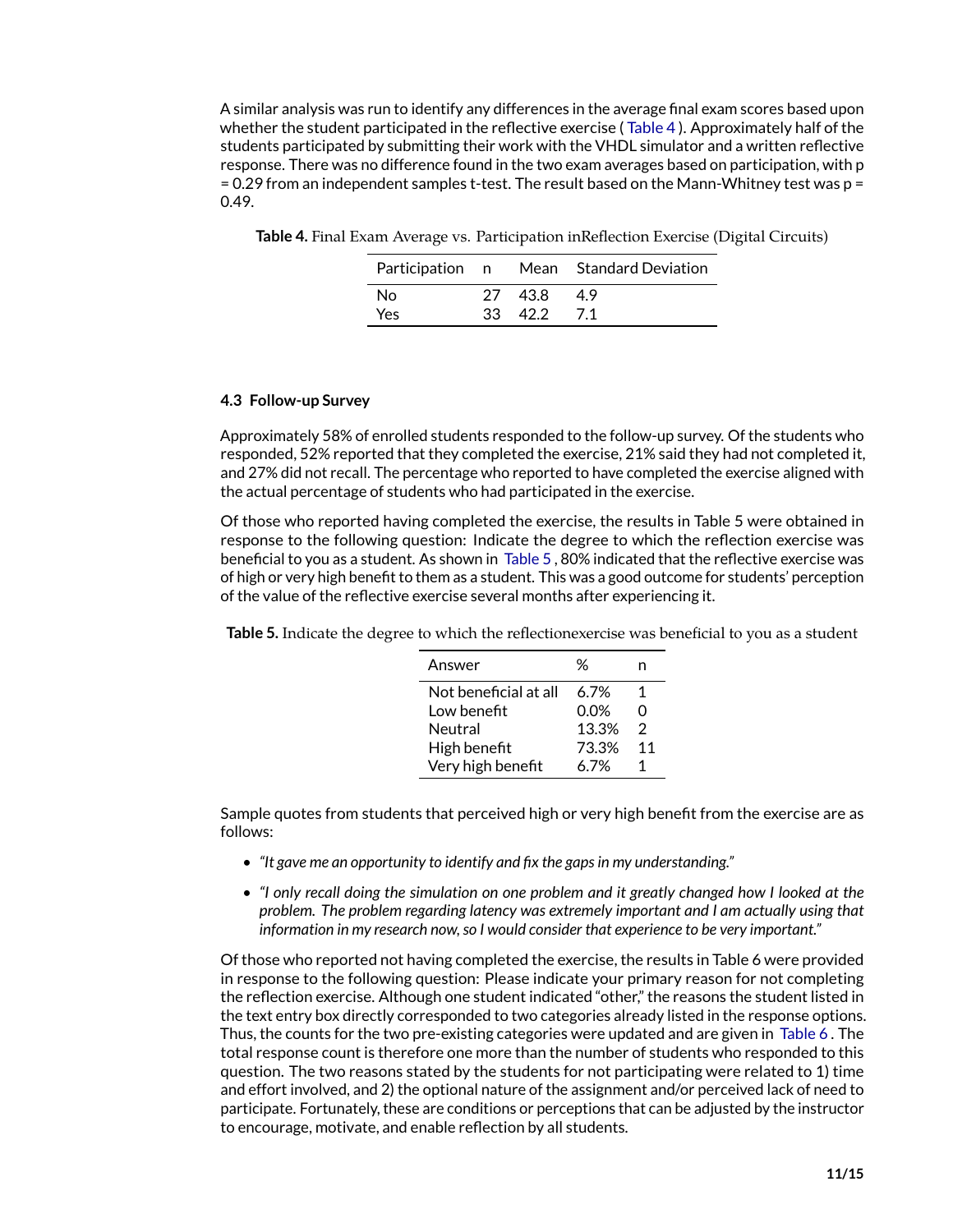A similar analysis was run to identify any differences in the average final exam scores based upon whether the student participated in the reflective exercise ( Table 4 ). Approximately half of the students participated by submitting their work with the VHDL simulator and a written reflective response. There was no difference found in the two exam averages based on participation, with p = 0.29 from an independent samples t-test. The result based on the Mann-Whitney test was p = 0.49.

**Table 4.** Final Exam Average vs. Participation inReflection Exercise (Digital Circuits)

| Participation | n | Mean | Standard Deviation |
|---|---|---|---|
| No | 27 | 43.8 | 4.9 |
| Yes | 33 | 42.2 | 7.1 |

### 4.3 Follow-up Survey

Approximately 58% of enrolled students responded to the follow-up survey. Of the students who responded, 52% reported that they completed the exercise, 21% said they had not completed it, and 27% did not recall. The percentage who reported to have completed the exercise aligned with the actual percentage of students who had participated in the exercise.

Of those who reported having completed the exercise, the results in Table 5 were obtained in response to the following question: Indicate the degree to which the reflection exercise was beneficial to you as a student. As shown in Table 5 , 80% indicated that the reflective exercise was of high or very high benefit to them as a student. This was a good outcome for students' perception of the value of the reflective exercise several months after experiencing it.

**Table 5.** Indicate the degree to which the reflectionexercise was beneficial to you as a student

| Answer | % | n |
|---|---|---|
| Not beneficial at all | 6.7% | 1 |
| Low benefit | 0.0% | 0 |
| Neutral | 13.3% | 2 |
| High benefit | 73.3% | 11 |
| Very high benefit | 6.7% | 1 |

Sample quotes from students that perceived high or very high benefit from the exercise are as follows:

- *"It gave me an opportunity to identify and fix the gaps in my understanding."*
- *"I only recall doing the simulation on one problem and it greatly changed how I looked at the problem. The problem regarding latency was extremely important and I am actually using that information in my research now, so I would consider that experience to be very important."*

Of those who reported not having completed the exercise, the results in Table 6 were provided in response to the following question: Please indicate your primary reason for not completing the reflection exercise. Although one student indicated "other," the reasons the student listed in the text entry box directly corresponded to two categories already listed in the response options. Thus, the counts for the two pre-existing categories were updated and are given in Table 6 . The total response count is therefore one more than the number of students who responded to this question. The two reasons stated by the students for not participating were related to 1) time and effort involved, and 2) the optional nature of the assignment and/or perceived lack of need to participate. Fortunately, these are conditions or perceptions that can be adjusted by the instructor to encourage, motivate, and enable reflection by all students.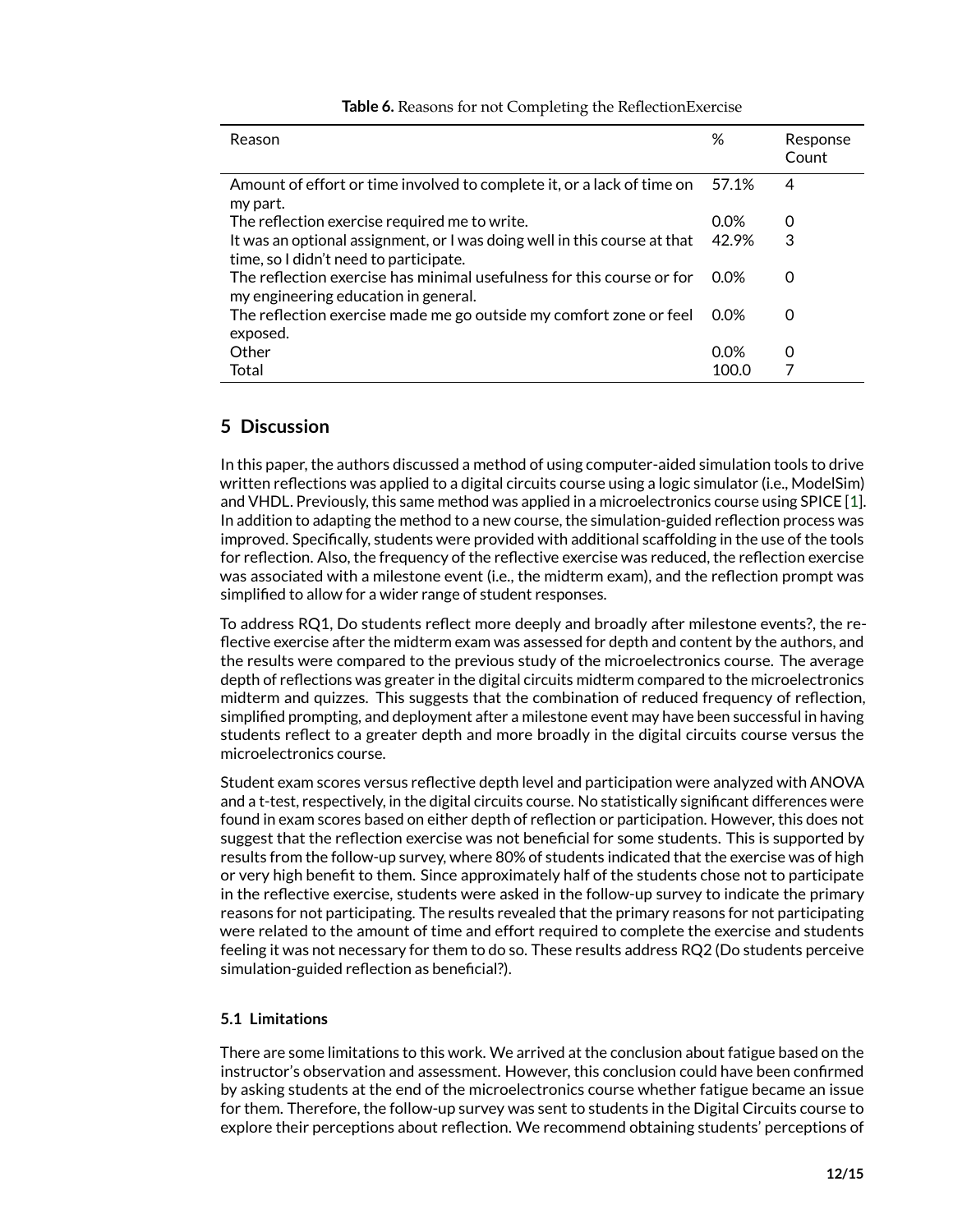**Table 6.** Reasons for not Completing the ReflectionExercise

| Reason | % | Response Count |
| --- | --- | --- |
| Amount of effort or time involved to complete it, or a lack of time on my part. | 57.1% | 4 |
| The reflection exercise required me to write. | 0.0% | 0 |
| It was an optional assignment, or I was doing well in this course at that time, so I didn't need to participate. | 42.9% | 3 |
| The reflection exercise has minimal usefulness for this course or for my engineering education in general. | 0.0% | 0 |
| The reflection exercise made me go outside my comfort zone or feel exposed. | 0.0% | 0 |
| Other | 0.0% | 0 |
| Total | 100.0 | 7 |

## 5 Discussion

In this paper, the authors discussed a method of using computer-aided simulation tools to drive written reflections was applied to a digital circuits course using a logic simulator (i.e., ModelSim) and VHDL. Previously, this same method was applied in a microelectronics course using SPICE [1]. In addition to adapting the method to a new course, the simulation-guided reflection process was improved. Specifically, students were provided with additional scaffolding in the use of the tools for reflection. Also, the frequency of the reflective exercise was reduced, the reflection exercise was associated with a milestone event (i.e., the midterm exam), and the reflection prompt was simplified to allow for a wider range of student responses.

To address RQ1, Do students reflect more deeply and broadly after milestone events?, the reflective exercise after the midterm exam was assessed for depth and content by the authors, and the results were compared to the previous study of the microelectronics course. The average depth of reflections was greater in the digital circuits midterm compared to the microelectronics midterm and quizzes. This suggests that the combination of reduced frequency of reflection, simplified prompting, and deployment after a milestone event may have been successful in having students reflect to a greater depth and more broadly in the digital circuits course versus the microelectronics course.

Student exam scores versus reflective depth level and participation were analyzed with ANOVA and a t-test, respectively, in the digital circuits course. No statistically significant differences were found in exam scores based on either depth of reflection or participation. However, this does not suggest that the reflection exercise was not beneficial for some students. This is supported by results from the follow-up survey, where 80% of students indicated that the exercise was of high or very high benefit to them. Since approximately half of the students chose not to participate in the reflective exercise, students were asked in the follow-up survey to indicate the primary reasons for not participating. The results revealed that the primary reasons for not participating were related to the amount of time and effort required to complete the exercise and students feeling it was not necessary for them to do so. These results address RQ2 (Do students perceive simulation-guided reflection as beneficial?).

### 5.1 Limitations

There are some limitations to this work. We arrived at the conclusion about fatigue based on the instructor's observation and assessment. However, this conclusion could have been confirmed by asking students at the end of the microelectronics course whether fatigue became an issue for them. Therefore, the follow-up survey was sent to students in the Digital Circuits course to explore their perceptions about reflection. We recommend obtaining students' perceptions of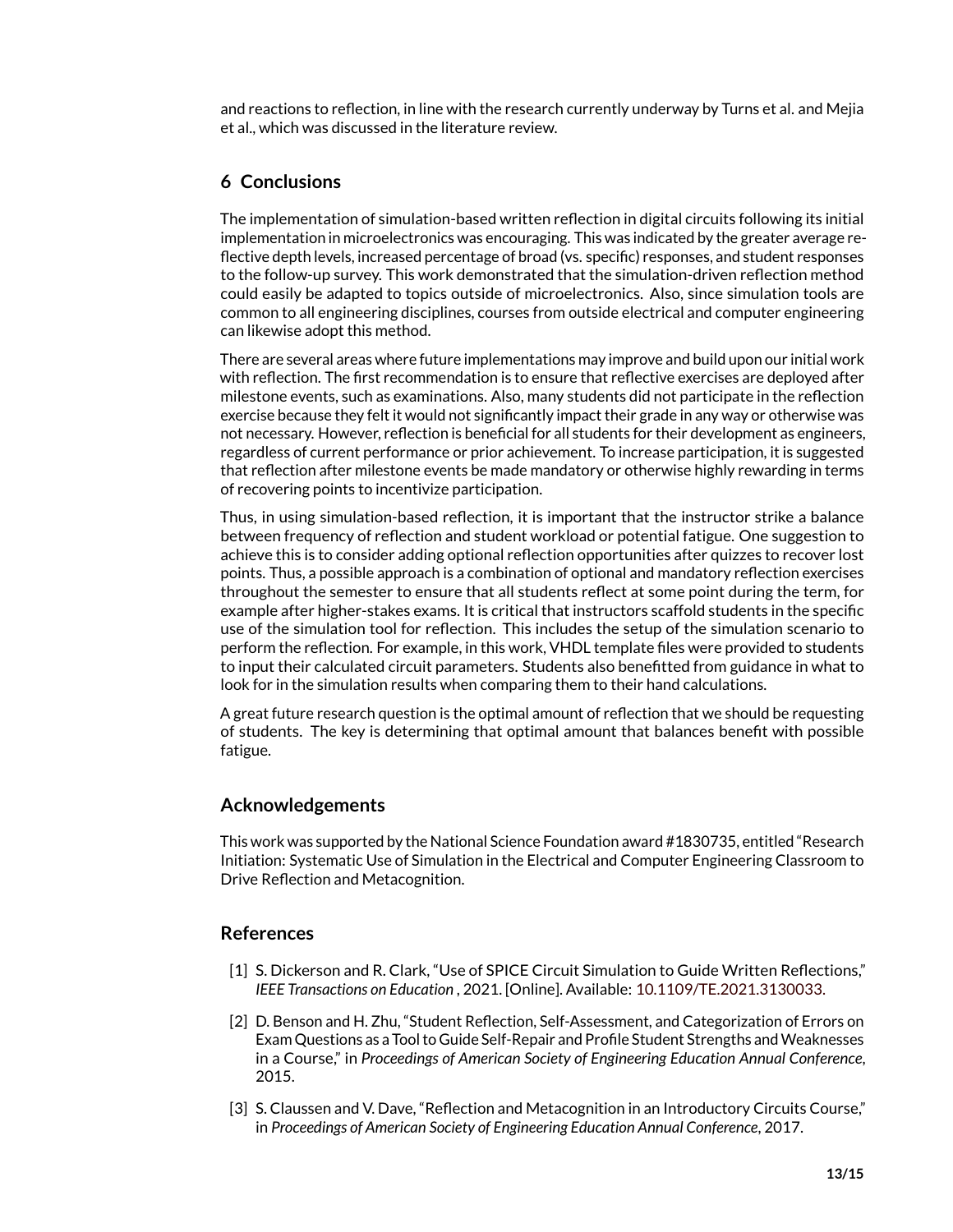and reactions to reflection, in line with the research currently underway by Turns et al. and Mejia et al., which was discussed in the literature review.

## 6 Conclusions

The implementation of simulation-based written reflection in digital circuits following its initial implementation in microelectronics was encouraging. This was indicated by the greater average reflective depth levels, increased percentage of broad (vs. specific) responses, and student responses to the follow-up survey. This work demonstrated that the simulation-driven reflection method could easily be adapted to topics outside of microelectronics. Also, since simulation tools are common to all engineering disciplines, courses from outside electrical and computer engineering can likewise adopt this method.

There are several areas where future implementations may improve and build upon our initial work with reflection. The first recommendation is to ensure that reflective exercises are deployed after milestone events, such as examinations. Also, many students did not participate in the reflection exercise because they felt it would not significantly impact their grade in any way or otherwise was not necessary. However, reflection is beneficial for all students for their development as engineers, regardless of current performance or prior achievement. To increase participation, it is suggested that reflection after milestone events be made mandatory or otherwise highly rewarding in terms of recovering points to incentivize participation.

Thus, in using simulation-based reflection, it is important that the instructor strike a balance between frequency of reflection and student workload or potential fatigue. One suggestion to achieve this is to consider adding optional reflection opportunities after quizzes to recover lost points. Thus, a possible approach is a combination of optional and mandatory reflection exercises throughout the semester to ensure that all students reflect at some point during the term, for example after higher-stakes exams. It is critical that instructors scaffold students in the specific use of the simulation tool for reflection. This includes the setup of the simulation scenario to perform the reflection. For example, in this work, VHDL template files were provided to students to input their calculated circuit parameters. Students also benefitted from guidance in what to look for in the simulation results when comparing them to their hand calculations.

A great future research question is the optimal amount of reflection that we should be requesting of students. The key is determining that optimal amount that balances benefit with possible fatigue.

## Acknowledgements

This work was supported by the National Science Foundation award #1830735, entitled "Research Initiation: Systematic Use of Simulation in the Electrical and Computer Engineering Classroom to Drive Reflection and Metacognition.

## References

[1] S. Dickerson and R. Clark, "Use of SPICE Circuit Simulation to Guide Written Reflections," *IEEE Transactions on Education* , 2021. [Online]. Available: 10.1109/TE.2021.3130033.

[2] D. Benson and H. Zhu, "Student Reflection, Self-Assessment, and Categorization of Errors on Exam Questions as a Tool to Guide Self-Repair and Profile Student Strengths and Weaknesses in a Course," in *Proceedings of American Society of Engineering Education Annual Conference*, 2015.

[3] S. Claussen and V. Dave, "Reflection and Metacognition in an Introductory Circuits Course," in *Proceedings of American Society of Engineering Education Annual Conference*, 2017.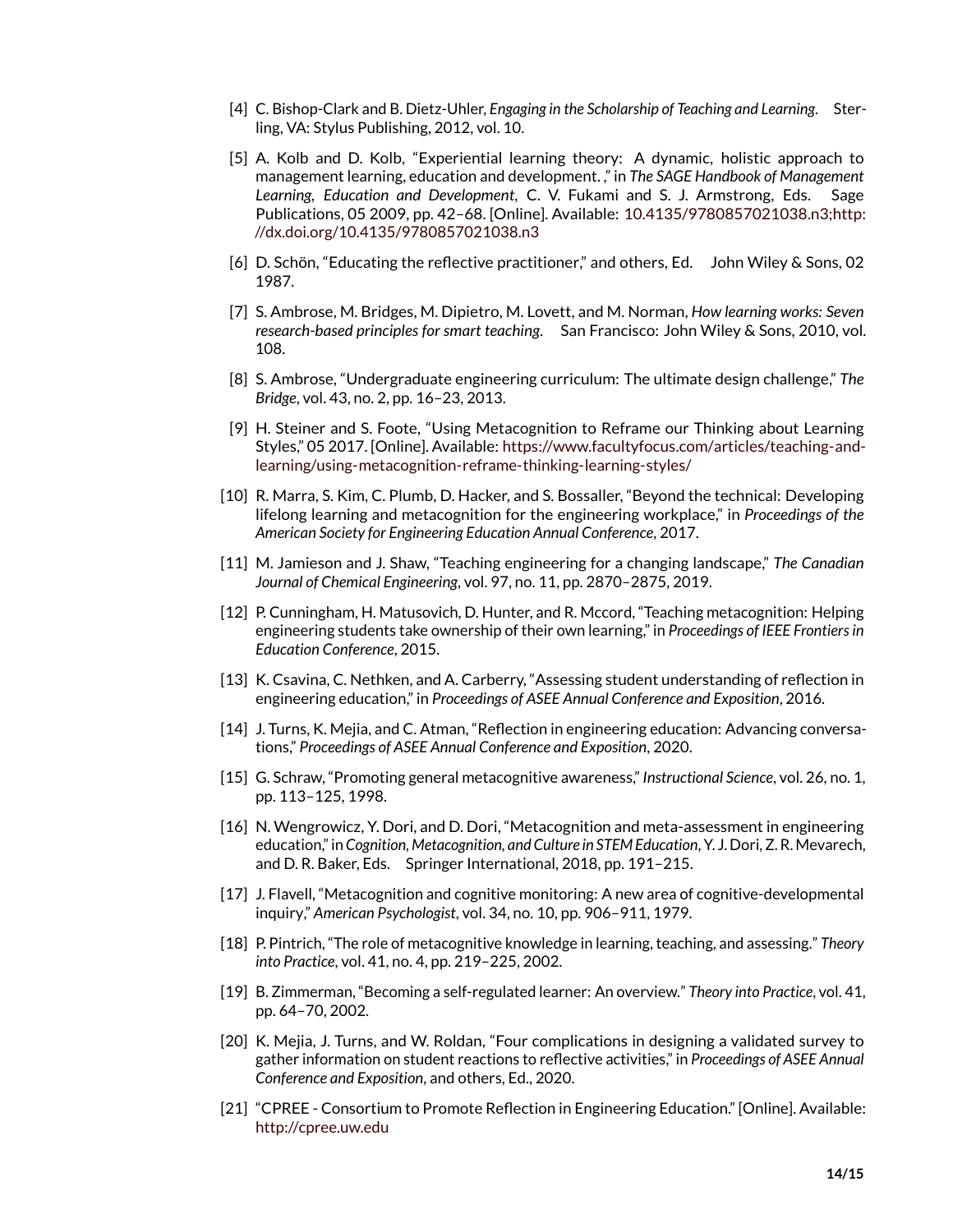[4] C. Bishop-Clark and B. Dietz-Uhler, *Engaging in the Scholarship of Teaching and Learning*. Sterling, VA: Stylus Publishing, 2012, vol. 10.

[5] A. Kolb and D. Kolb, "Experiential learning theory: A dynamic, holistic approach to management learning, education and development. ," in *The SAGE Handbook of Management Learning, Education and Development*, C. V. Fukami and S. J. Armstrong, Eds. Sage Publications, 05 2009, pp. 42–68. [Online]. Available: 10.4135/9780857021038.n3;http://dx.doi.org/10.4135/9780857021038.n3

[6] D. Schön, "Educating the reflective practitioner," and others, Ed. John Wiley & Sons, 02 1987.

[7] S. Ambrose, M. Bridges, M. Dipietro, M. Lovett, and M. Norman, *How learning works: Seven research-based principles for smart teaching*. San Francisco: John Wiley & Sons, 2010, vol. 108.

[8] S. Ambrose, "Undergraduate engineering curriculum: The ultimate design challenge," *The Bridge*, vol. 43, no. 2, pp. 16–23, 2013.

[9] H. Steiner and S. Foote, "Using Metacognition to Reframe our Thinking about Learning Styles," 05 2017. [Online]. Available: https://www.facultyfocus.com/articles/teaching-and-learning/using-metacognition-reframe-thinking-learning-styles/

[10] R. Marra, S. Kim, C. Plumb, D. Hacker, and S. Bossaller, "Beyond the technical: Developing lifelong learning and metacognition for the engineering workplace," in *Proceedings of the American Society for Engineering Education Annual Conference*, 2017.

[11] M. Jamieson and J. Shaw, "Teaching engineering for a changing landscape," *The Canadian Journal of Chemical Engineering*, vol. 97, no. 11, pp. 2870–2875, 2019.

[12] P. Cunningham, H. Matusovich, D. Hunter, and R. Mccord, "Teaching metacognition: Helping engineering students take ownership of their own learning," in *Proceedings of IEEE Frontiers in Education Conference*, 2015.

[13] K. Csavina, C. Nethken, and A. Carberry, "Assessing student understanding of reflection in engineering education," in *Proceedings of ASEE Annual Conference and Exposition*, 2016.

[14] J. Turns, K. Mejia, and C. Atman, "Reflection in engineering education: Advancing conversations," *Proceedings of ASEE Annual Conference and Exposition*, 2020.

[15] G. Schraw, "Promoting general metacognitive awareness," *Instructional Science*, vol. 26, no. 1, pp. 113–125, 1998.

[16] N. Wengrowicz, Y. Dori, and D. Dori, "Metacognition and meta-assessment in engineering education," in *Cognition, Metacognition, and Culture in STEM Education*, Y. J. Dori, Z. R. Mevarech, and D. R. Baker, Eds. Springer International, 2018, pp. 191–215.

[17] J. Flavell, "Metacognition and cognitive monitoring: A new area of cognitive-developmental inquiry," *American Psychologist*, vol. 34, no. 10, pp. 906–911, 1979.

[18] P. Pintrich, "The role of metacognitive knowledge in learning, teaching, and assessing." *Theory into Practice*, vol. 41, no. 4, pp. 219–225, 2002.

[19] B. Zimmerman, "Becoming a self-regulated learner: An overview." *Theory into Practice*, vol. 41, pp. 64–70, 2002.

[20] K. Mejia, J. Turns, and W. Roldan, "Four complications in designing a validated survey to gather information on student reactions to reflective activities," in *Proceedings of ASEE Annual Conference and Exposition*, and others, Ed., 2020.

[21] "CPREE - Consortium to Promote Reflection in Engineering Education." [Online]. Available: http://cpree.uw.edu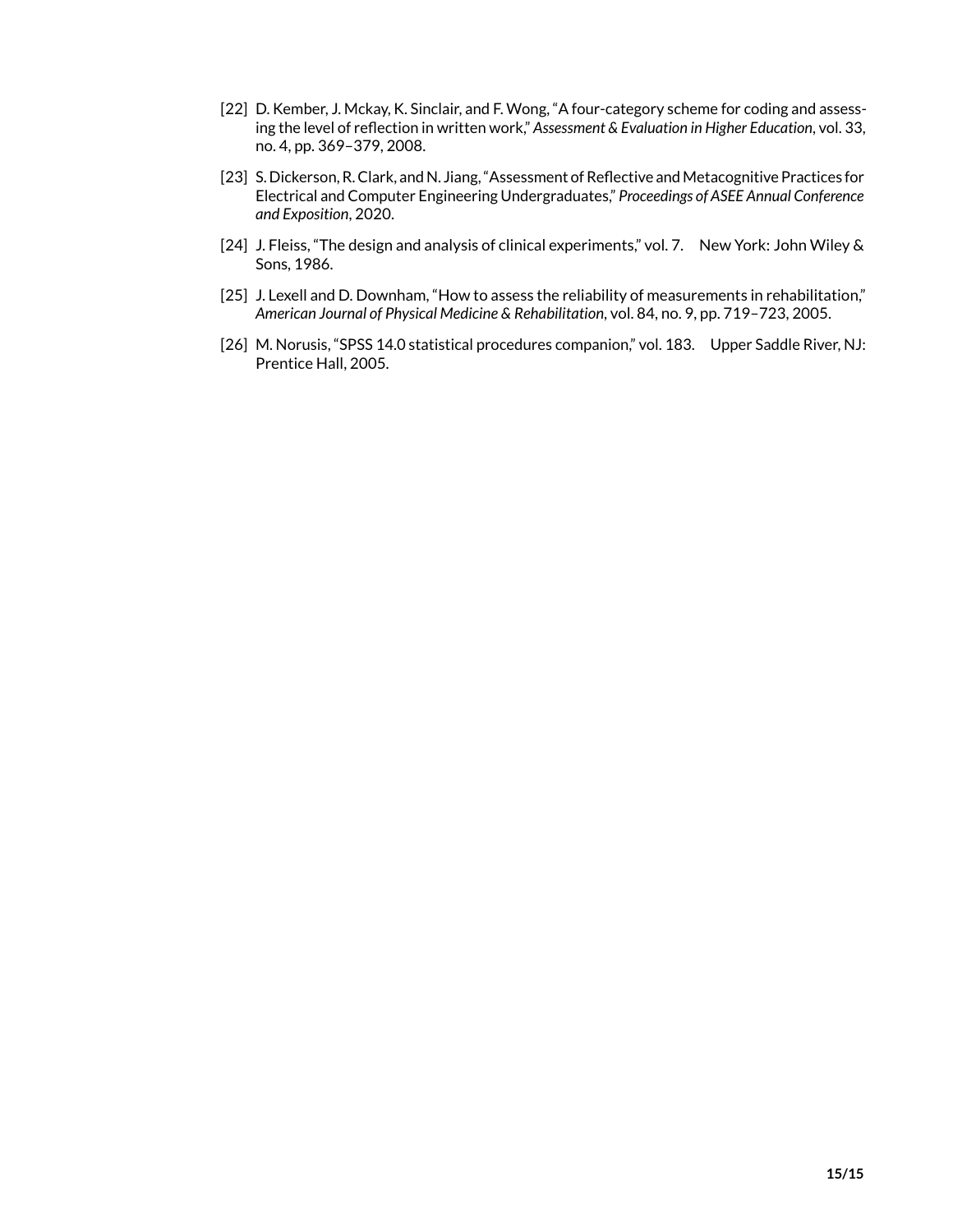[22] D. Kember, J. Mckay, K. Sinclair, and F. Wong, "A four-category scheme for coding and assessing the level of reflection in written work," *Assessment & Evaluation in Higher Education*, vol. 33, no. 4, pp. 369–379, 2008.

[23] S. Dickerson, R. Clark, and N. Jiang, "Assessment of Reflective and Metacognitive Practices for Electrical and Computer Engineering Undergraduates," *Proceedings of ASEE Annual Conference and Exposition*, 2020.

[24] J. Fleiss, "The design and analysis of clinical experiments," vol. 7. New York: John Wiley & Sons, 1986.

[25] J. Lexell and D. Downham, "How to assess the reliability of measurements in rehabilitation," *American Journal of Physical Medicine & Rehabilitation*, vol. 84, no. 9, pp. 719–723, 2005.

[26] M. Norusis, "SPSS 14.0 statistical procedures companion," vol. 183. Upper Saddle River, NJ: Prentice Hall, 2005.